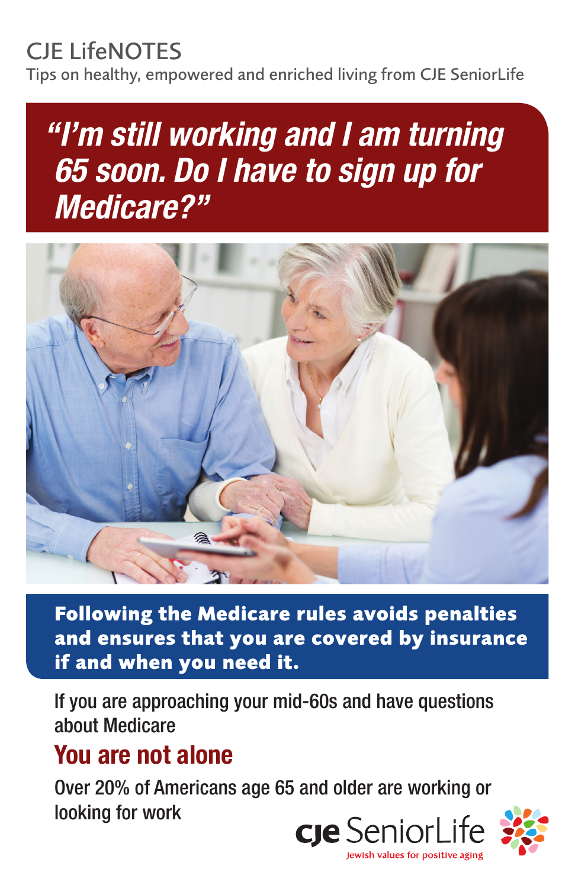CJE LifeNOTES

Tips on healthy, empowered and enriched living from CJE SeniorLife

# *"I'm still working and I am turning 65 soon. Do I have to sign up for Medicare?"*

**Following the Medicare rules avoids penalties and ensures that you are covered by insurance if and when you need it.**

If you are approaching your mid-60s and have questions about Medicare

## You are not alone

Over 20% of Americans age 65 and older are working or looking for work

CJE SeniorLife

Jewish values for positive aging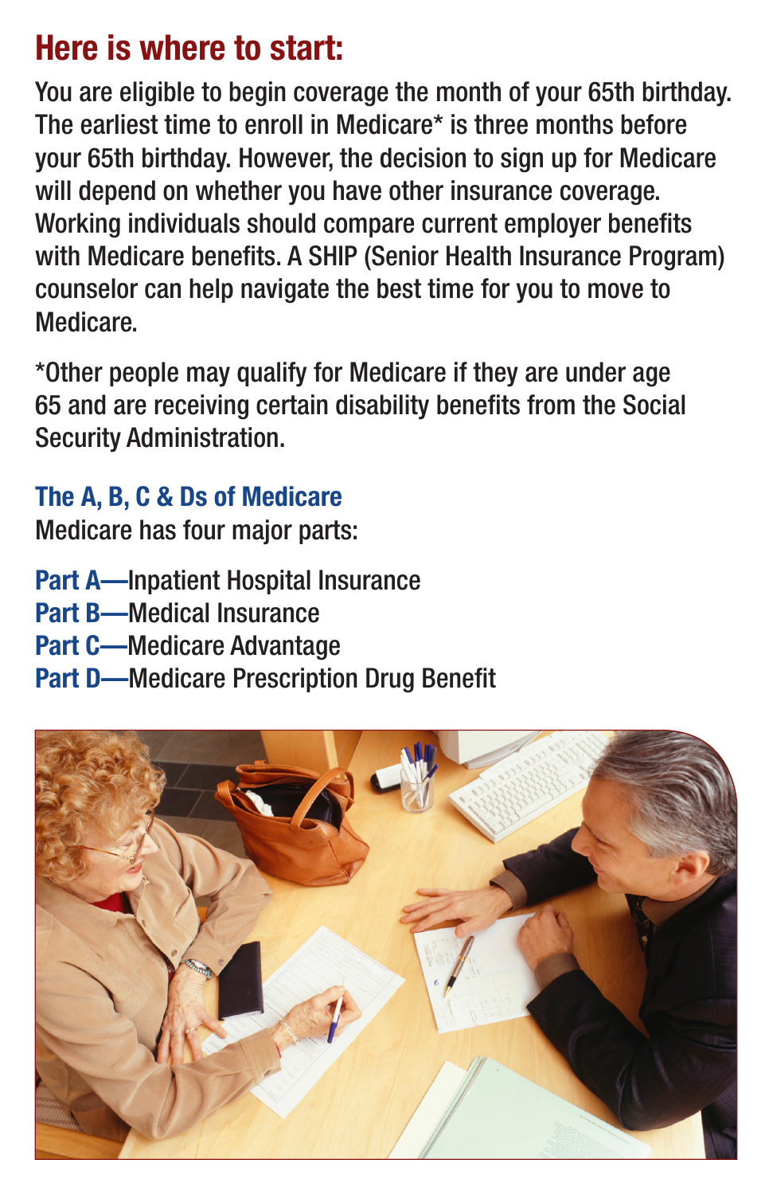## Here is where to start:

You are eligible to begin coverage the month of your 65th birthday. The earliest time to enroll in Medicare* is three months before your 65th birthday. However, the decision to sign up for Medicare will depend on whether you have other insurance coverage. Working individuals should compare current employer benefits with Medicare benefits. A SHIP (Senior Health Insurance Program) counselor can help navigate the best time for you to move to Medicare.

*Other people may qualify for Medicare if they are under age 65 and are receiving certain disability benefits from the Social Security Administration.

### The A, B, C & Ds of Medicare

Medicare has four major parts:

**Part A**—Inpatient Hospital Insurance
**Part B**—Medical Insurance
**Part C**—Medicare Advantage
**Part D**—Medicare Prescription Drug Benefit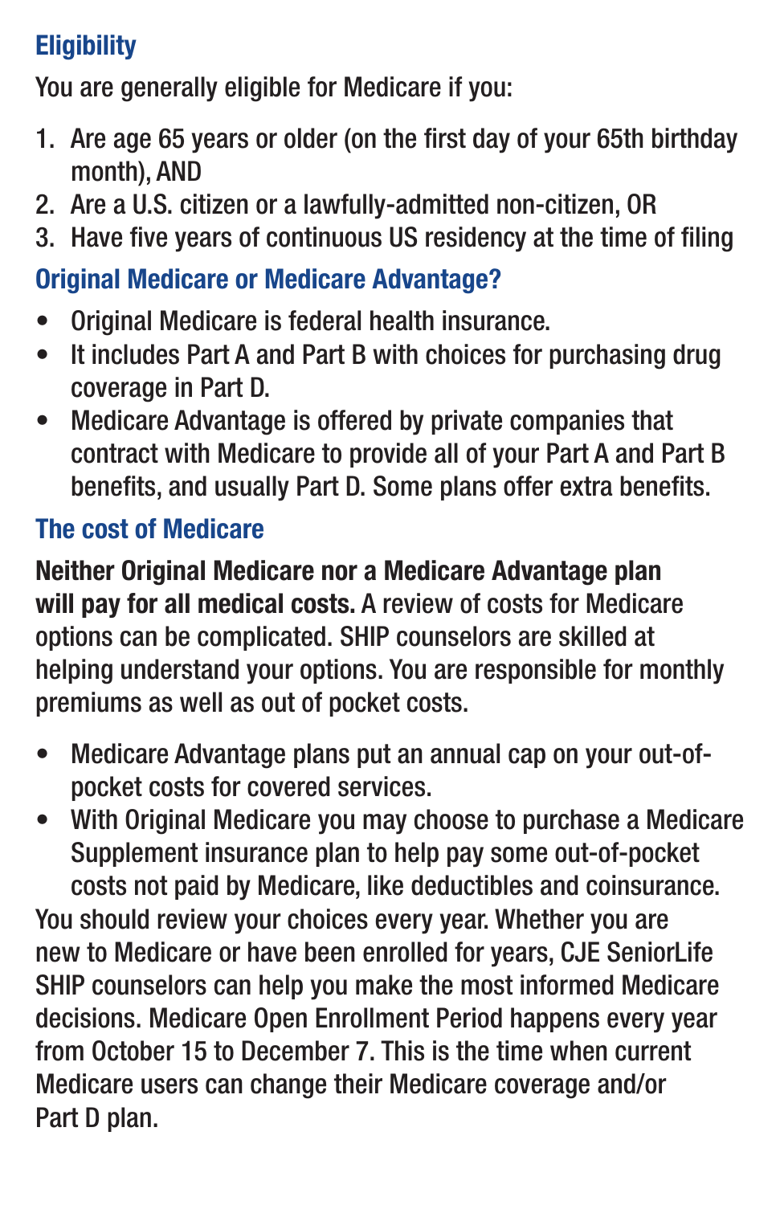## Eligibility

You are generally eligible for Medicare if you:

1. Are age 65 years or older (on the first day of your 65th birthday month), AND
2. Are a U.S. citizen or a lawfully-admitted non-citizen, OR
3. Have five years of continuous US residency at the time of filing

## Original Medicare or Medicare Advantage?

- Original Medicare is federal health insurance.
- It includes Part A and Part B with choices for purchasing drug coverage in Part D.
- Medicare Advantage is offered by private companies that contract with Medicare to provide all of your Part A and Part B benefits, and usually Part D. Some plans offer extra benefits.

## The cost of Medicare

**Neither Original Medicare nor a Medicare Advantage plan will pay for all medical costs.** A review of costs for Medicare options can be complicated. SHIP counselors are skilled at helping understand your options. You are responsible for monthly premiums as well as out of pocket costs.

- Medicare Advantage plans put an annual cap on your out-of-pocket costs for covered services.
- With Original Medicare you may choose to purchase a Medicare Supplement insurance plan to help pay some out-of-pocket costs not paid by Medicare, like deductibles and coinsurance.

You should review your choices every year. Whether you are new to Medicare or have been enrolled for years, CJE SeniorLife SHIP counselors can help you make the most informed Medicare decisions. Medicare Open Enrollment Period happens every year from October 15 to December 7. This is the time when current Medicare users can change their Medicare coverage and/or Part D plan.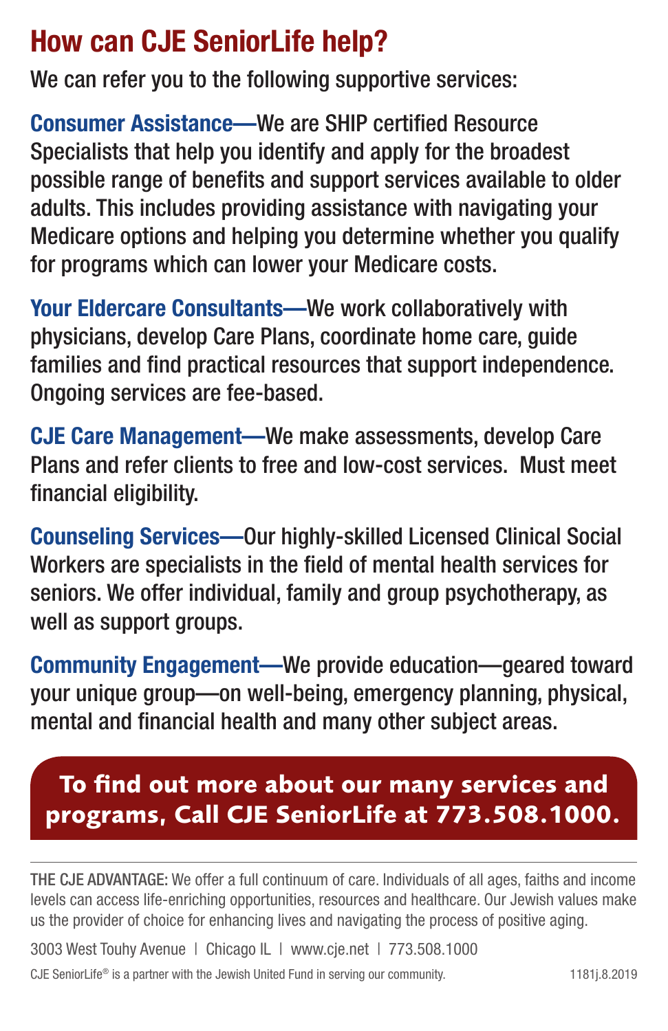# How can CJE SeniorLife help?

We can refer you to the following supportive services:

**Consumer Assistance—**We are SHIP certified Resource Specialists that help you identify and apply for the broadest possible range of benefits and support services available to older adults. This includes providing assistance with navigating your Medicare options and helping you determine whether you qualify for programs which can lower your Medicare costs.

**Your Eldercare Consultants—**We work collaboratively with physicians, develop Care Plans, coordinate home care, guide families and find practical resources that support independence. Ongoing services are fee-based.

**CJE Care Management—**We make assessments, develop Care Plans and refer clients to free and low-cost services. Must meet financial eligibility.

**Counseling Services—**Our highly-skilled Licensed Clinical Social Workers are specialists in the field of mental health services for seniors. We offer individual, family and group psychotherapy, as well as support groups.

**Community Engagement—**We provide education—geared toward your unique group—on well-being, emergency planning, physical, mental and financial health and many other subject areas.

**To find out more about our many services and programs, Call CJE SeniorLife at 773.508.1000.**

---

**THE CJE ADVANTAGE:** We offer a full continuum of care. Individuals of all ages, faiths and income levels can access life-enriching opportunities, resources and healthcare. Our Jewish values make us the provider of choice for enhancing lives and navigating the process of positive aging.

3003 West Touhy Avenue | Chicago IL | www.cje.net | 773.508.1000

CJE SeniorLife® is a partner with the Jewish United Fund in serving our community.

1181j.8.2019